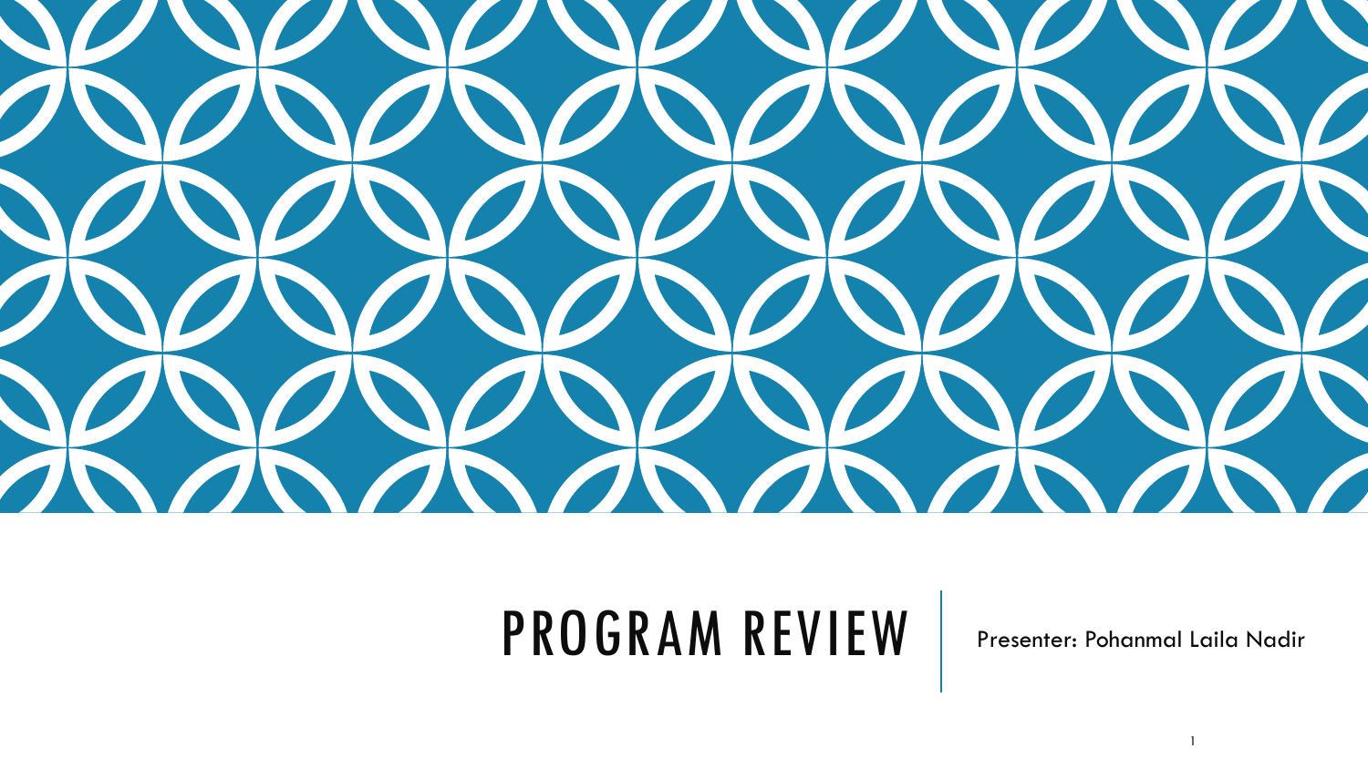# PROGRAM REVIEW

Presenter: Pohanmal Laila Nadir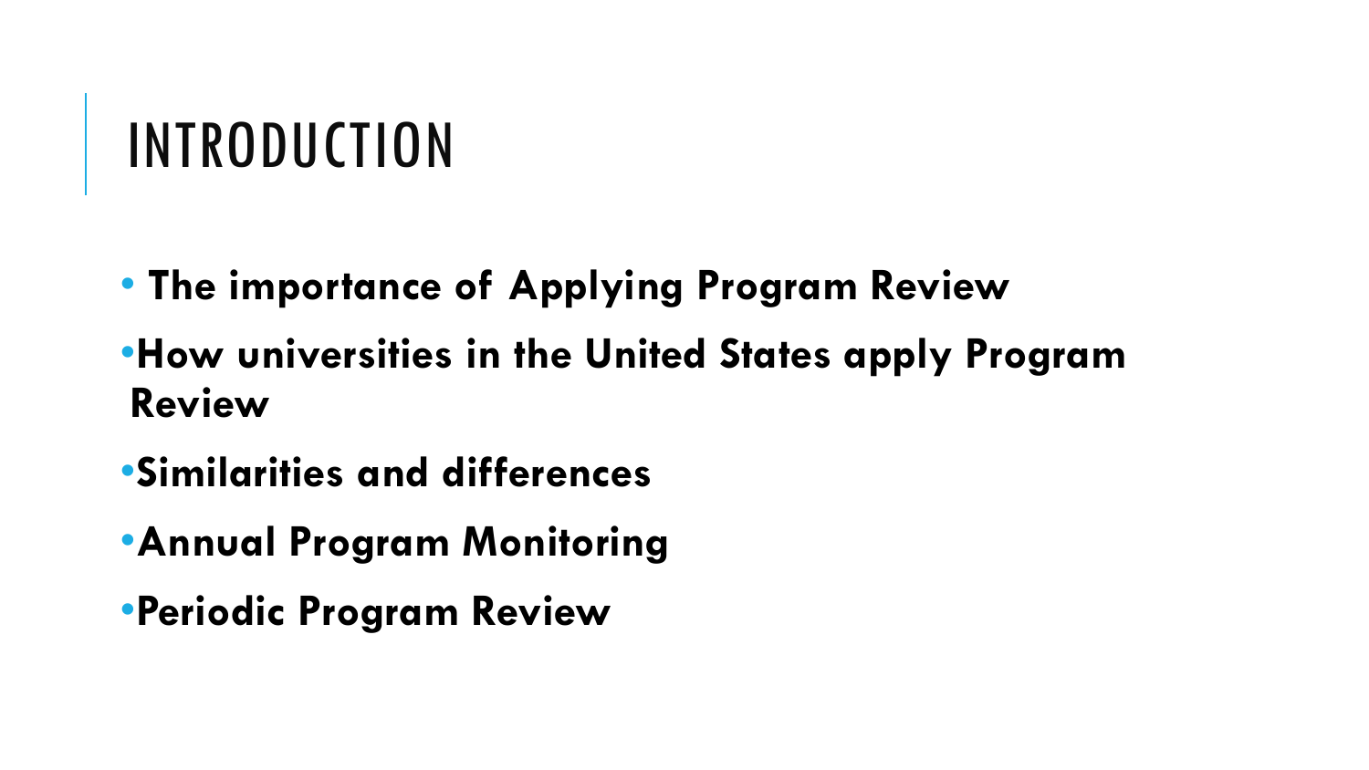# INTRODUCTION

- **The importance of Applying Program Review**
- **How universities in the United States apply Program Review**
- **Similarities and differences**
- **Annual Program Monitoring**
- **Periodic Program Review**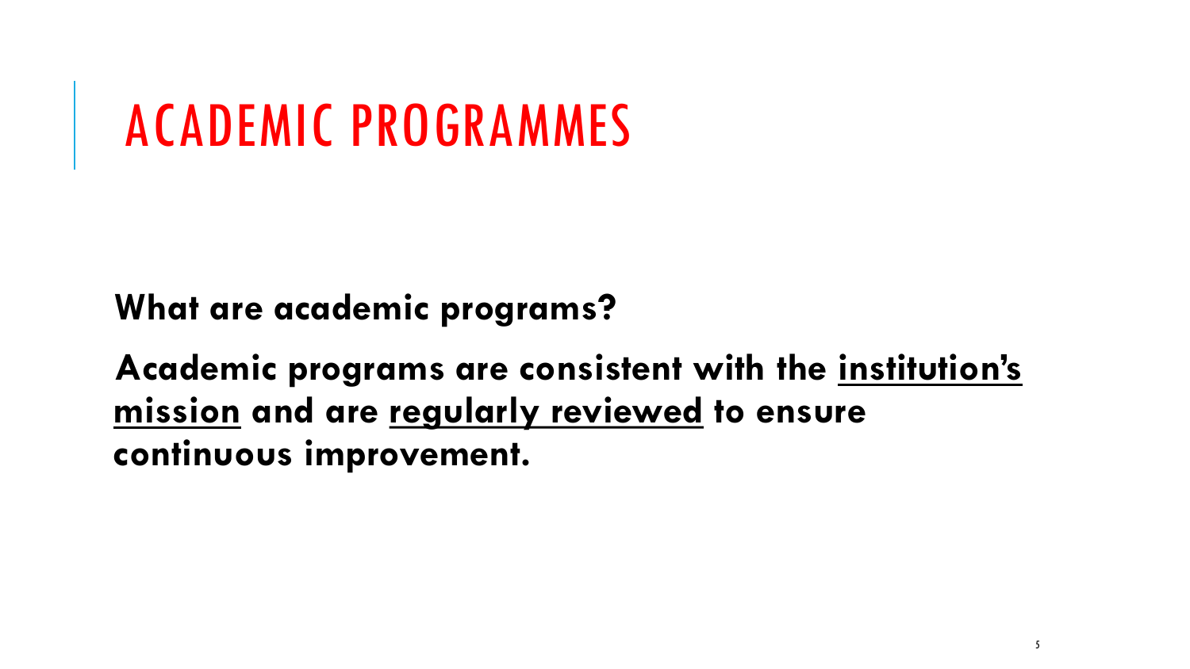# ACADEMIC PROGRAMMES

**What are academic programs?**

**Academic programs are consistent with the <u>institution's mission</u> and are <u>regularly reviewed</u> to ensure continuous improvement.**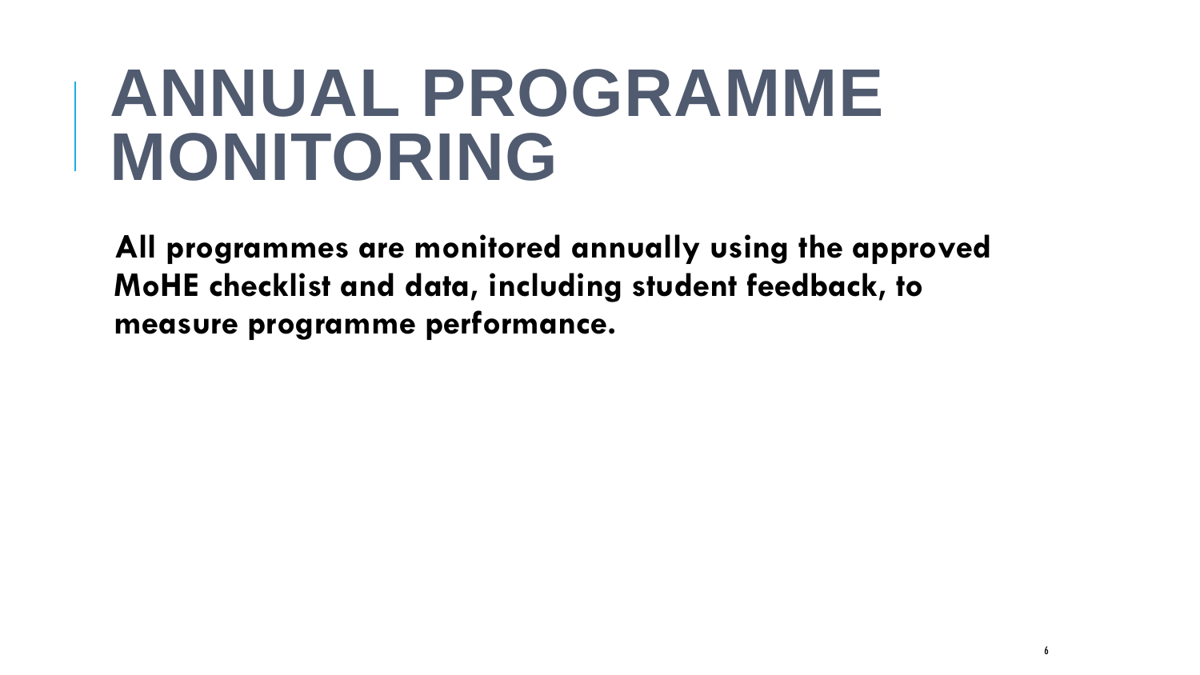# ANNUAL PROGRAMME MONITORING

**All programmes are monitored annually using the approved MoHE checklist and data, including student feedback, to measure programme performance.**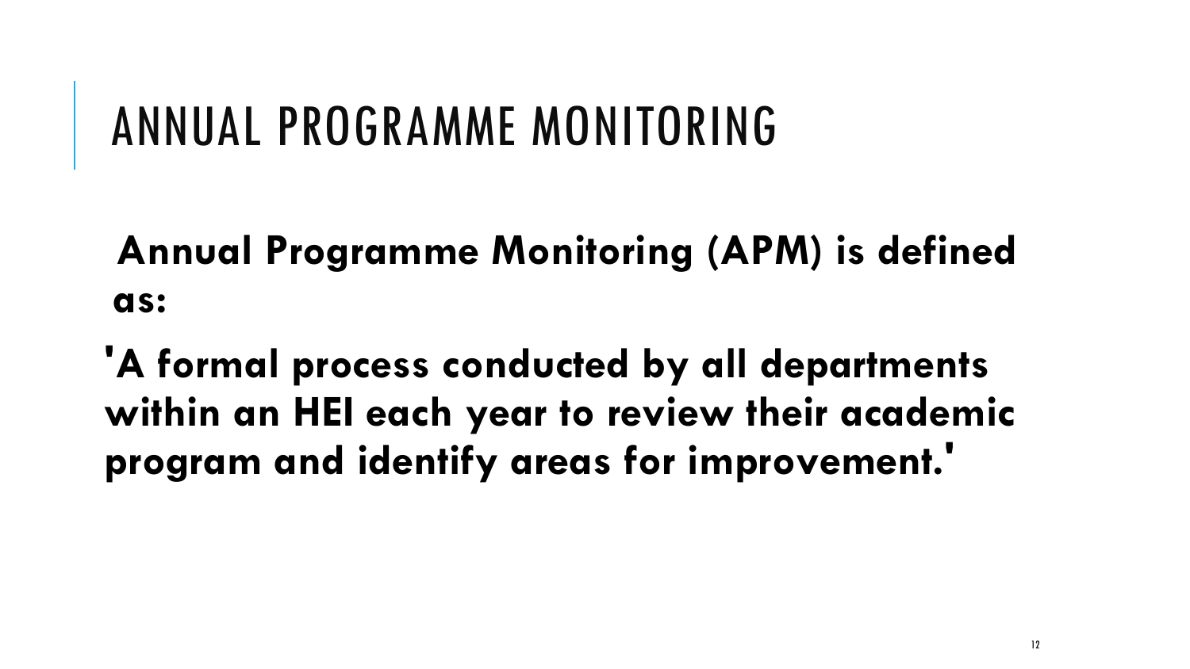# ANNUAL PROGRAMME MONITORING

**Annual Programme Monitoring (APM) is defined as:**

**'A formal process conducted by all departments within an HEI each year to review their academic program and identify areas for improvement.'**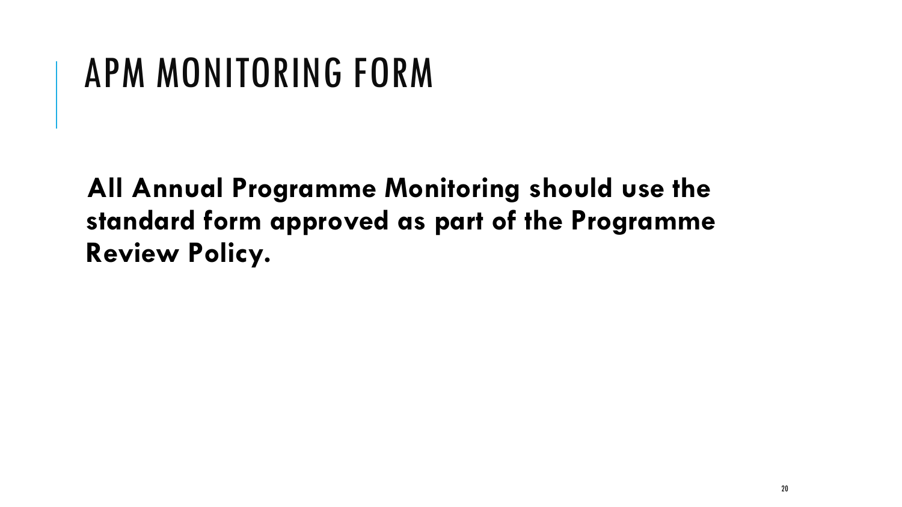# APM MONITORING FORM

**All Annual Programme Monitoring should use the standard form approved as part of the Programme Review Policy.**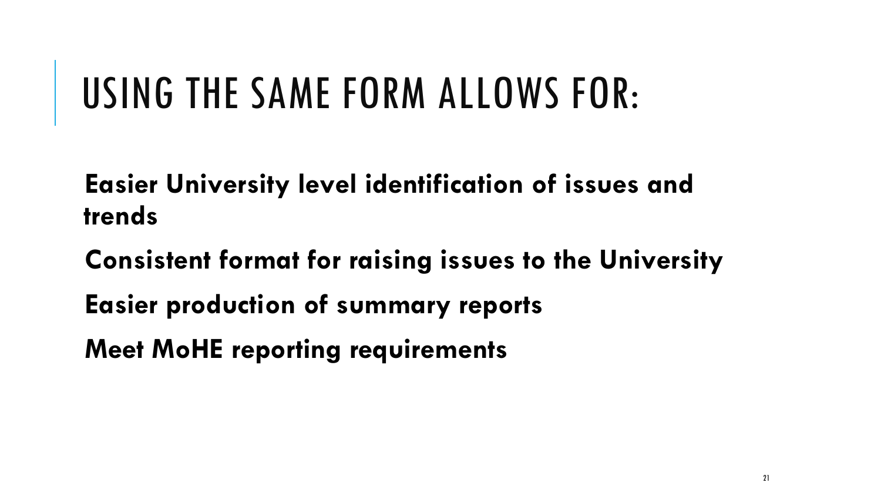# USING THE SAME FORM ALLOWS FOR:

**Easier University level identification of issues and trends**

**Consistent format for raising issues to the University**

**Easier production of summary reports**

**Meet MoHE reporting requirements**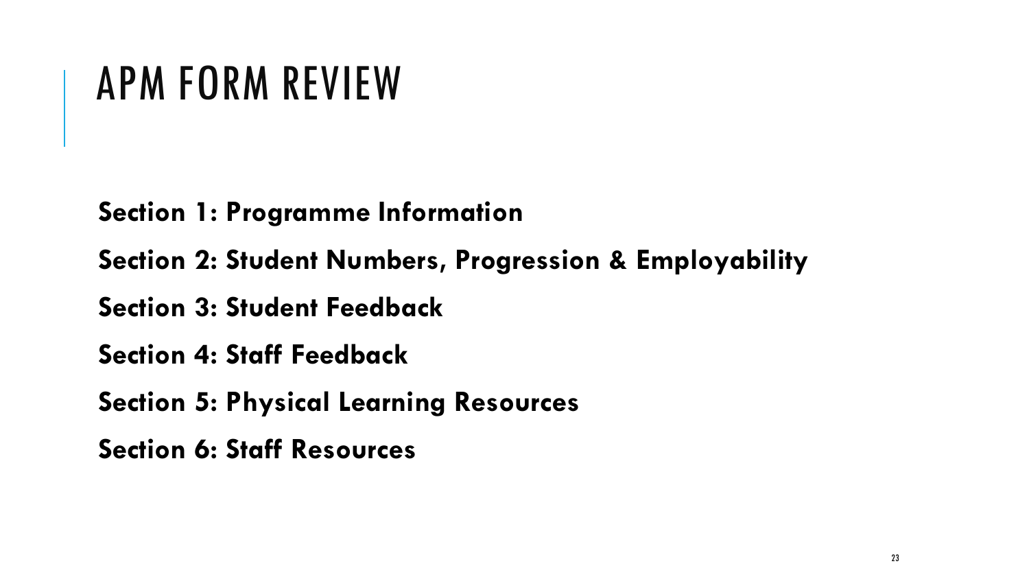# APM FORM REVIEW

**Section 1: Programme Information**

**Section 2: Student Numbers, Progression & Employability**

**Section 3: Student Feedback**

**Section 4: Staff Feedback**

**Section 5: Physical Learning Resources**

**Section 6: Staff Resources**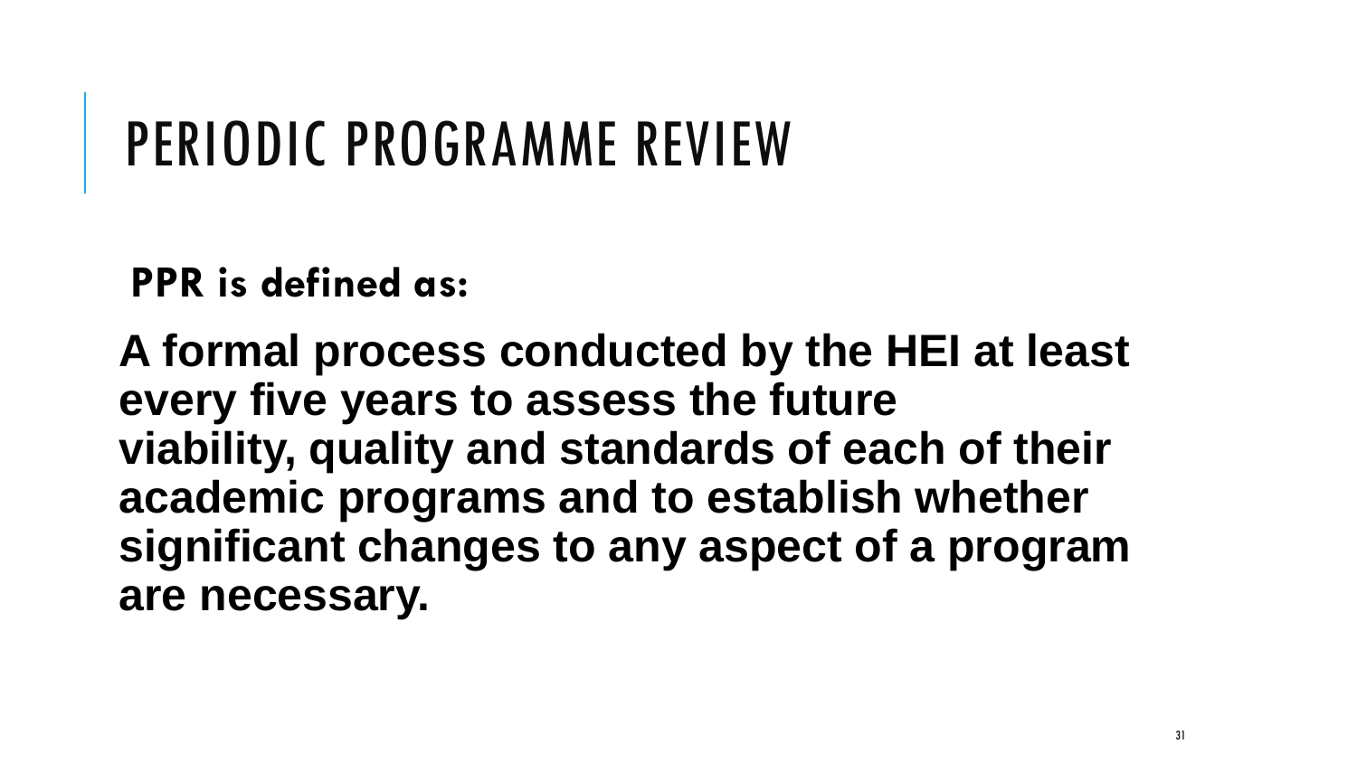# PERIODIC PROGRAMME REVIEW

**PPR is defined as:**

**A formal process conducted by the HEI at least every five years to assess the future viability, quality and standards of each of their academic programs and to establish whether significant changes to any aspect of a program are necessary.**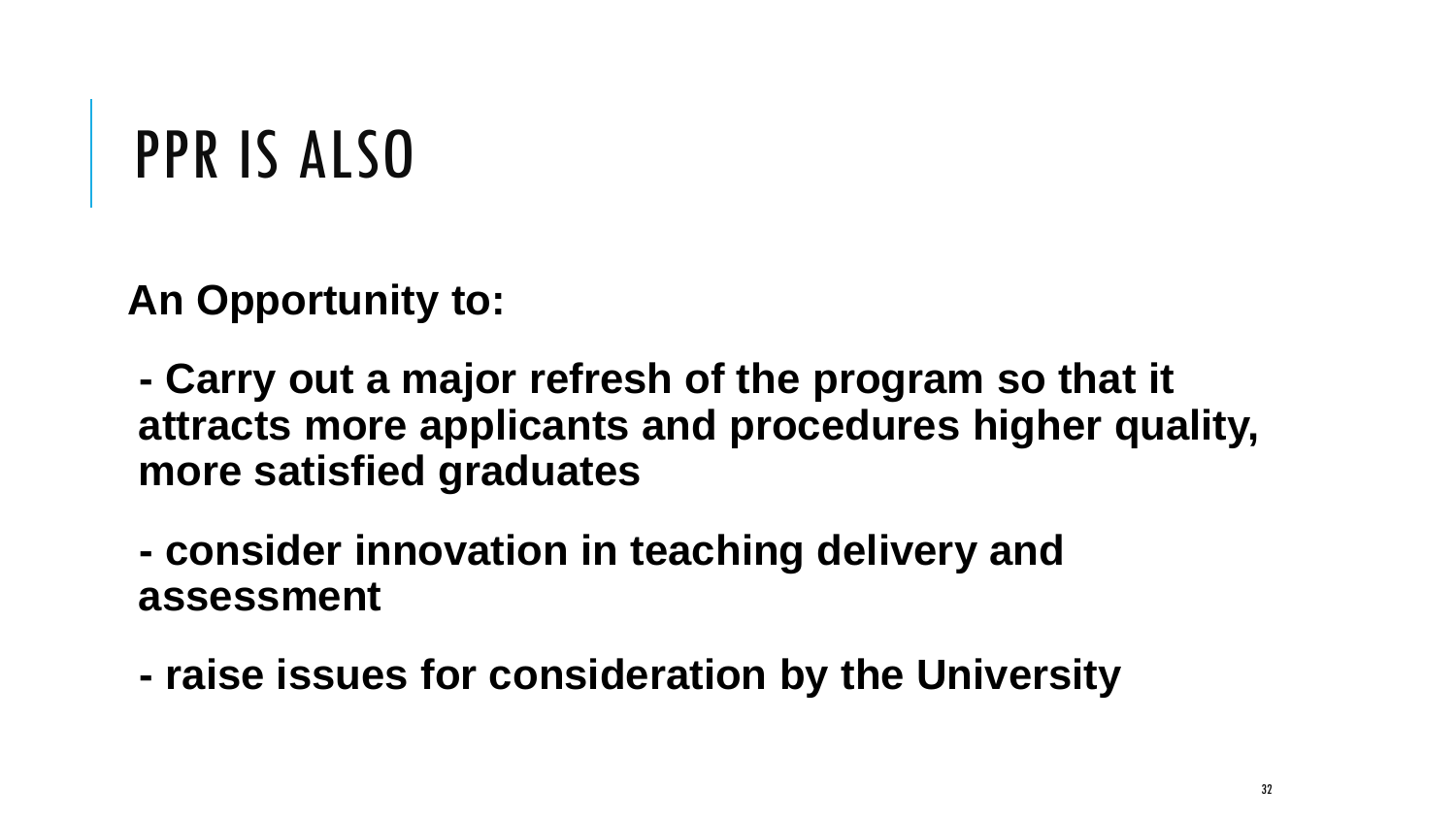# PPR IS ALSO

**An Opportunity to:**

**- Carry out a major refresh of the program so that it attracts more applicants and procedures higher quality, more satisfied graduates**

**- consider innovation in teaching delivery and assessment**

**- raise issues for consideration by the University**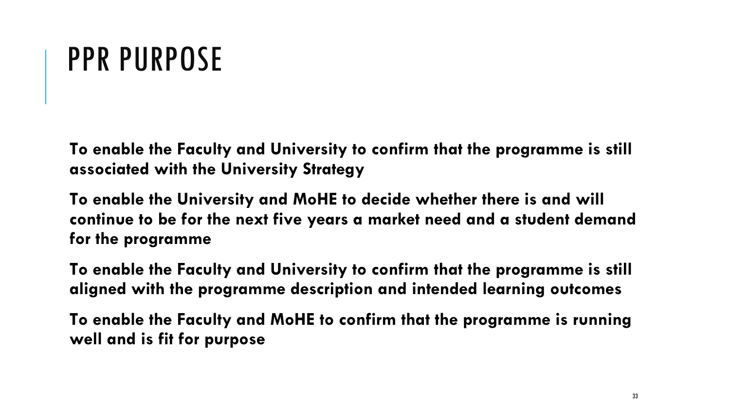# PPR PURPOSE

**To enable the Faculty and University to confirm that the programme is still associated with the University Strategy**

**To enable the University and MoHE to decide whether there is and will continue to be for the next five years a market need and a student demand for the programme**

**To enable the Faculty and University to confirm that the programme is still aligned with the programme description and intended learning outcomes**

**To enable the Faculty and MoHE to confirm that the programme is running well and is fit for purpose**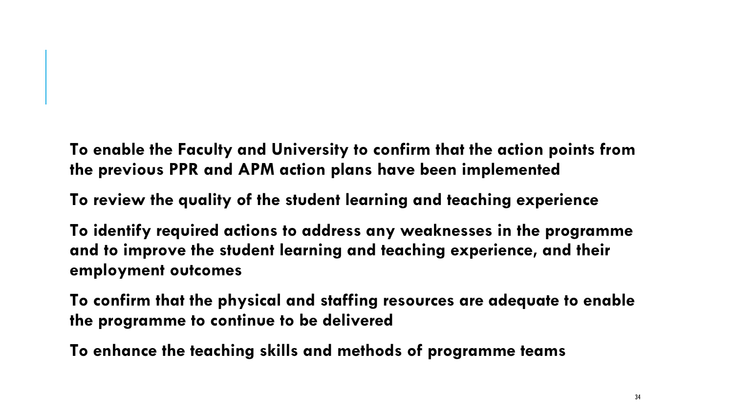**To enable the Faculty and University to confirm that the action points from the previous PPR and APM action plans have been implemented**

**To review the quality of the student learning and teaching experience**

**To identify required actions to address any weaknesses in the programme and to improve the student learning and teaching experience, and their employment outcomes**

**To confirm that the physical and staffing resources are adequate to enable the programme to continue to be delivered**

**To enhance the teaching skills and methods of programme teams**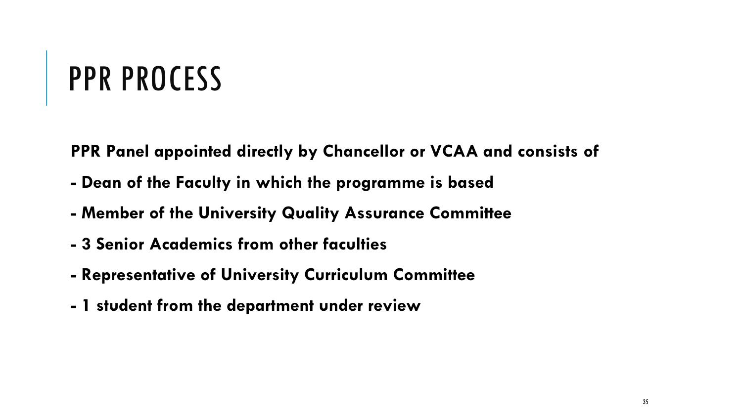# PPR PROCESS

**PPR Panel appointed directly by Chancellor or VCAA and consists of**

**- Dean of the Faculty in which the programme is based**

**- Member of the University Quality Assurance Committee**

**- 3 Senior Academics from other faculties**

**- Representative of University Curriculum Committee**

**- 1 student from the department under review**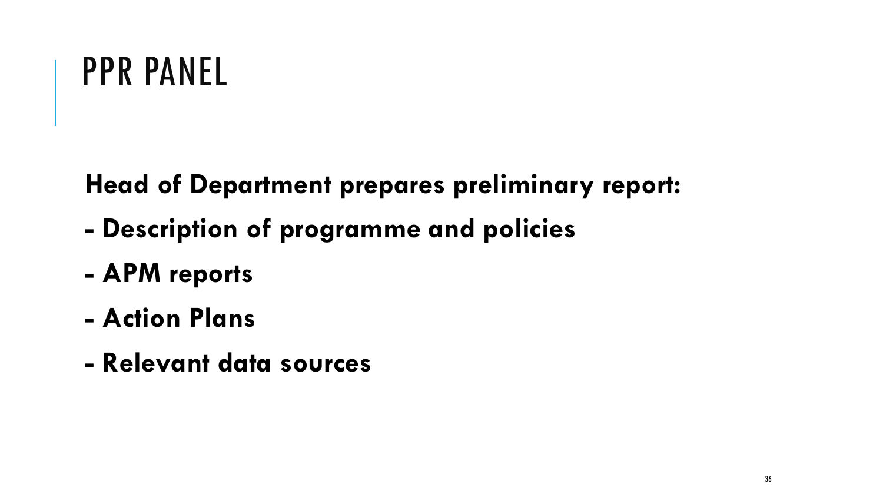# PPR PANEL

**Head of Department prepares preliminary report:**

**- Description of programme and policies**

**- APM reports**

**- Action Plans**

**- Relevant data sources**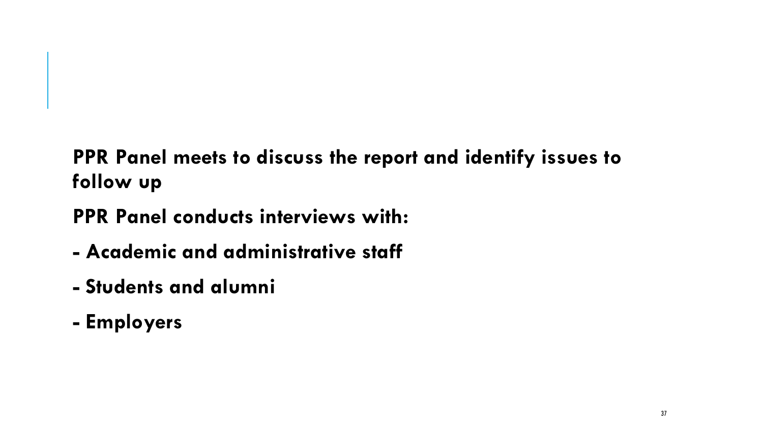**PPR Panel meets to discuss the report and identify issues to follow up**

**PPR Panel conducts interviews with:**

**- Academic and administrative staff**

**- Students and alumni**

**- Employers**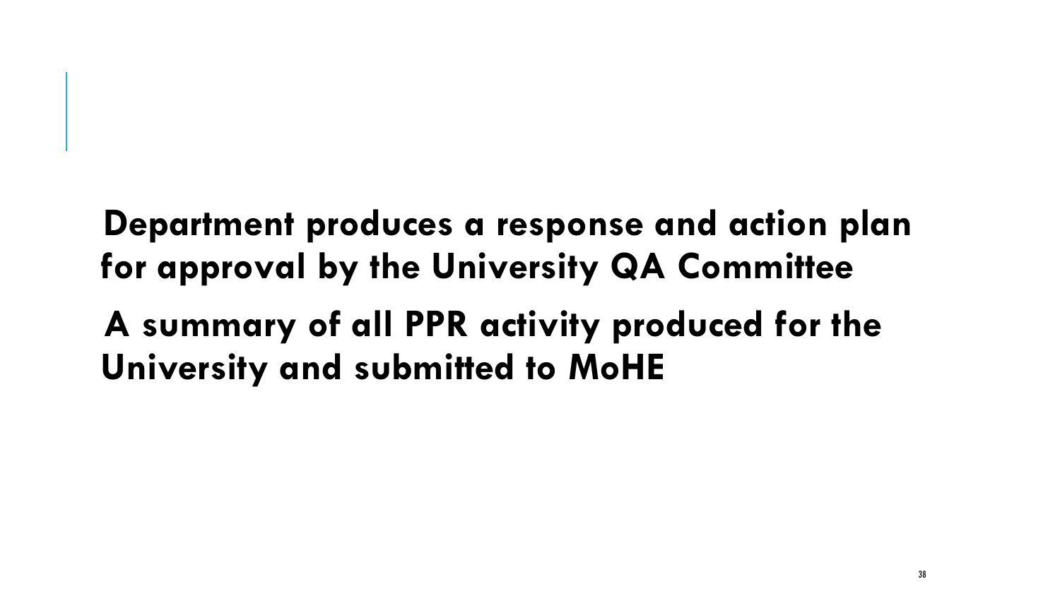**Department produces a response and action plan for approval by the University QA Committee**

**A summary of all PPR activity produced for the University and submitted to MoHE**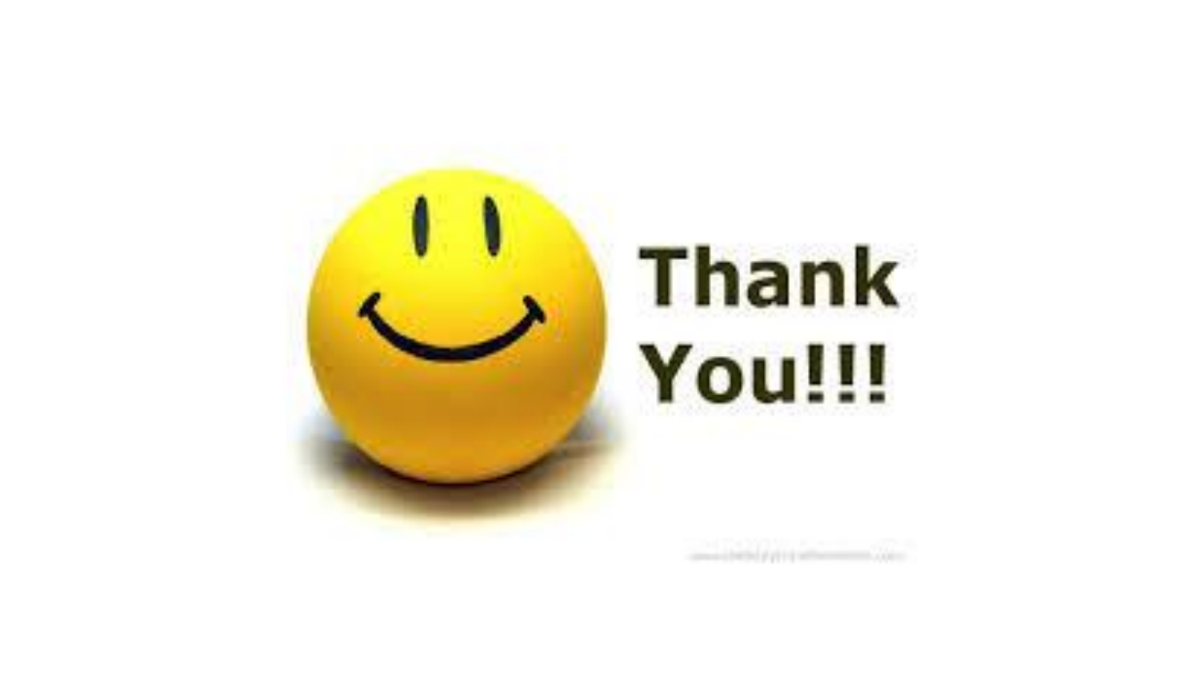Thank You!!!